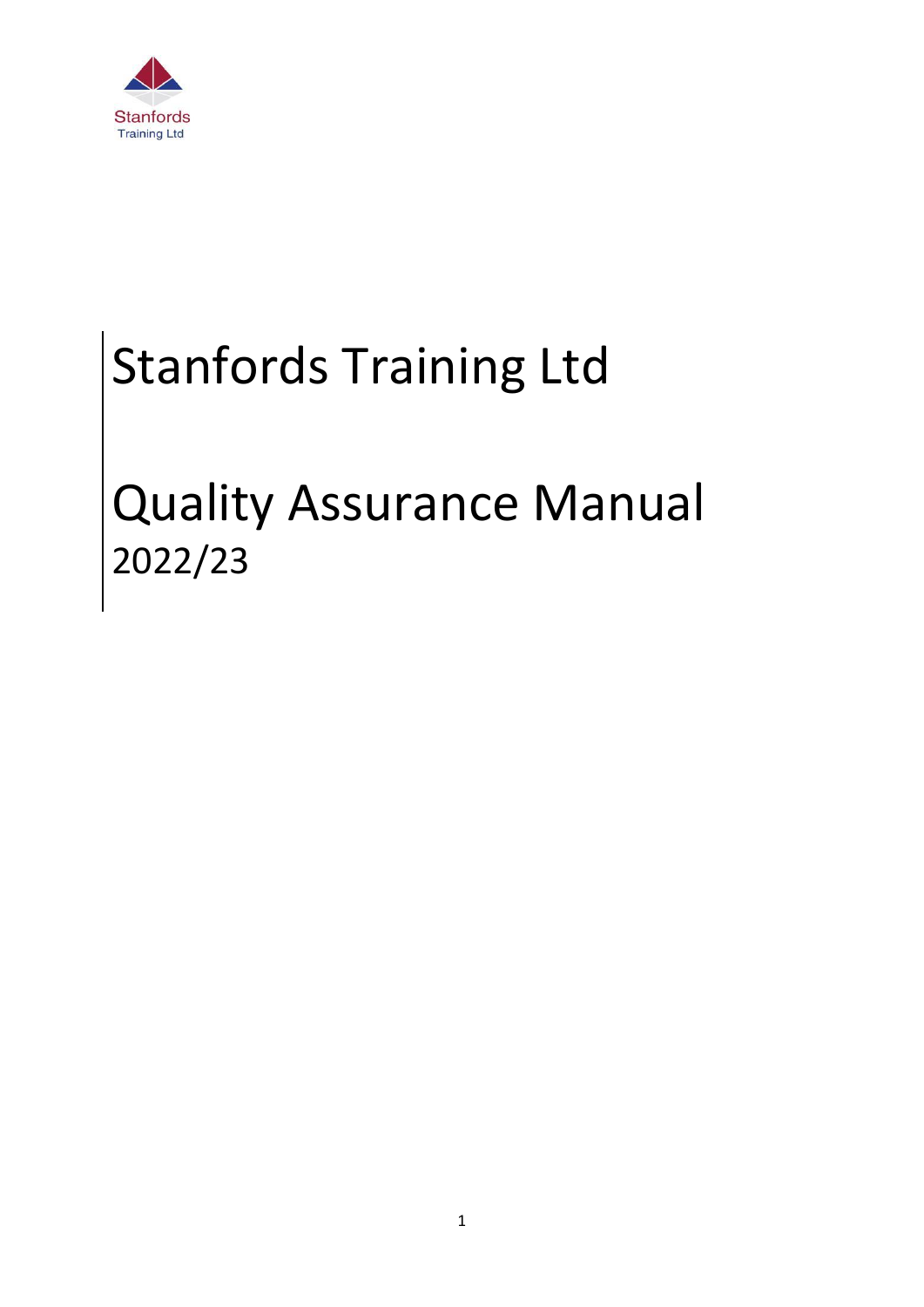Stanfords
Training Ltd

# Stanfords Training Ltd

# Quality Assurance Manual
2022/23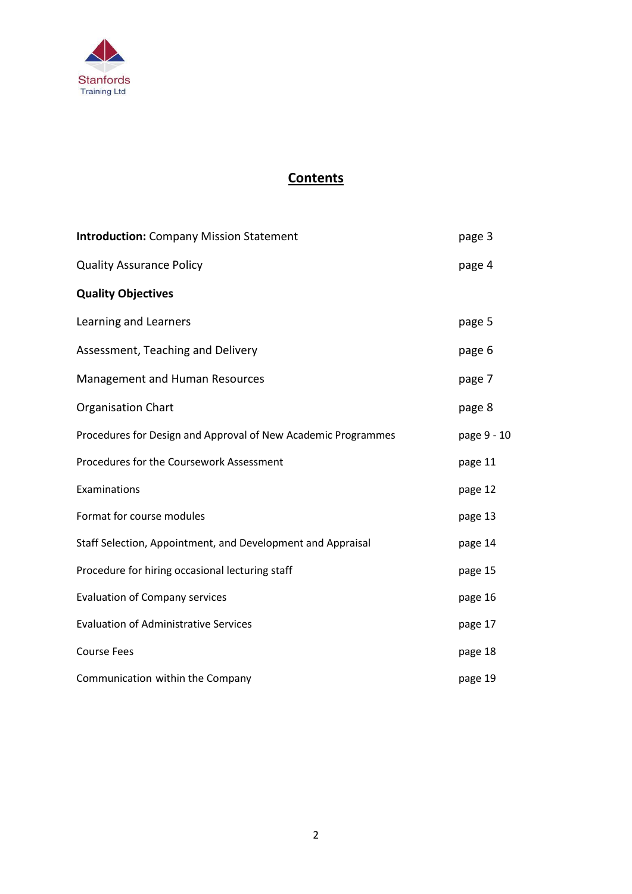Stanfords
Training Ltd

# Contents

| | |
|---|---|
| **Introduction:** Company Mission Statement | page 3 |
| Quality Assurance Policy | page 4 |
| **Quality Objectives** | |
| Learning and Learners | page 5 |
| Assessment, Teaching and Delivery | page 6 |
| Management and Human Resources | page 7 |
| Organisation Chart | page 8 |
| Procedures for Design and Approval of New Academic Programmes | page 9 - 10 |
| Procedures for the Coursework Assessment | page 11 |
| Examinations | page 12 |
| Format for course modules | page 13 |
| Staff Selection, Appointment, and Development and Appraisal | page 14 |
| Procedure for hiring occasional lecturing staff | page 15 |
| Evaluation of Company services | page 16 |
| Evaluation of Administrative Services | page 17 |
| Course Fees | page 18 |
| Communication within the Company | page 19 |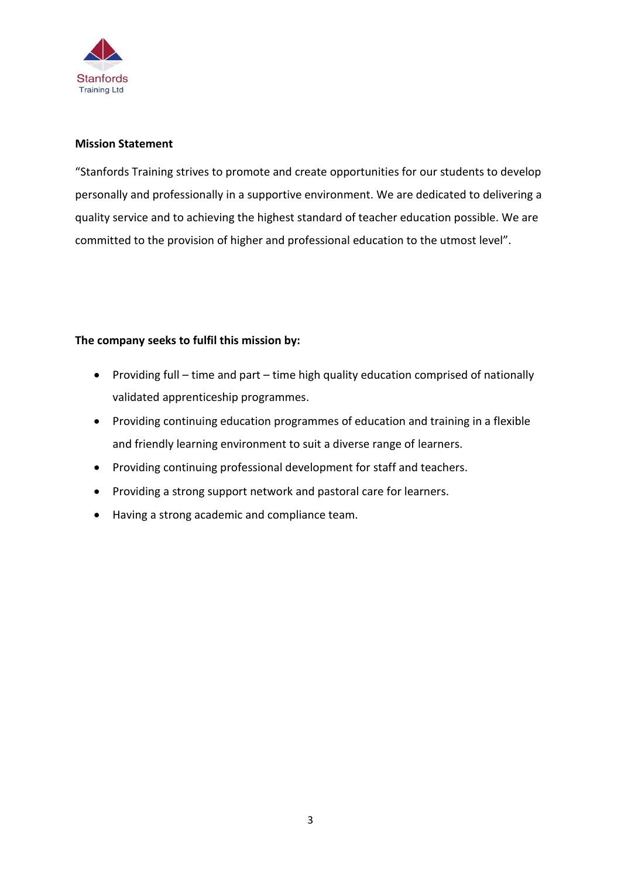**Mission Statement**

"Stanfords Training strives to promote and create opportunities for our students to develop personally and professionally in a supportive environment. We are dedicated to delivering a quality service and to achieving the highest standard of teacher education possible. We are committed to the provision of higher and professional education to the utmost level".

**The company seeks to fulfil this mission by:**

- Providing full – time and part – time high quality education comprised of nationally validated apprenticeship programmes.
- Providing continuing education programmes of education and training in a flexible and friendly learning environment to suit a diverse range of learners.
- Providing continuing professional development for staff and teachers.
- Providing a strong support network and pastoral care for learners.
- Having a strong academic and compliance team.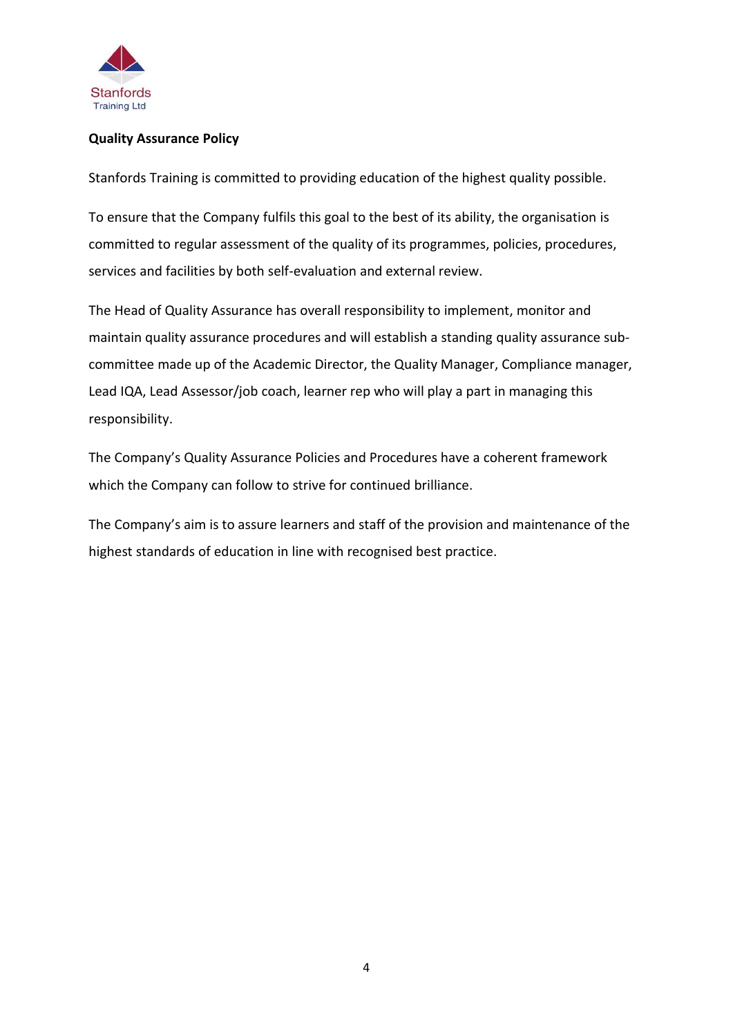**Quality Assurance Policy**

Stanfords Training is committed to providing education of the highest quality possible.

To ensure that the Company fulfils this goal to the best of its ability, the organisation is committed to regular assessment of the quality of its programmes, policies, procedures, services and facilities by both self-evaluation and external review.

The Head of Quality Assurance has overall responsibility to implement, monitor and maintain quality assurance procedures and will establish a standing quality assurance sub-committee made up of the Academic Director, the Quality Manager, Compliance manager, Lead IQA, Lead Assessor/job coach, learner rep who will play a part in managing this responsibility.

The Company's Quality Assurance Policies and Procedures have a coherent framework which the Company can follow to strive for continued brilliance.

The Company's aim is to assure learners and staff of the provision and maintenance of the highest standards of education in line with recognised best practice.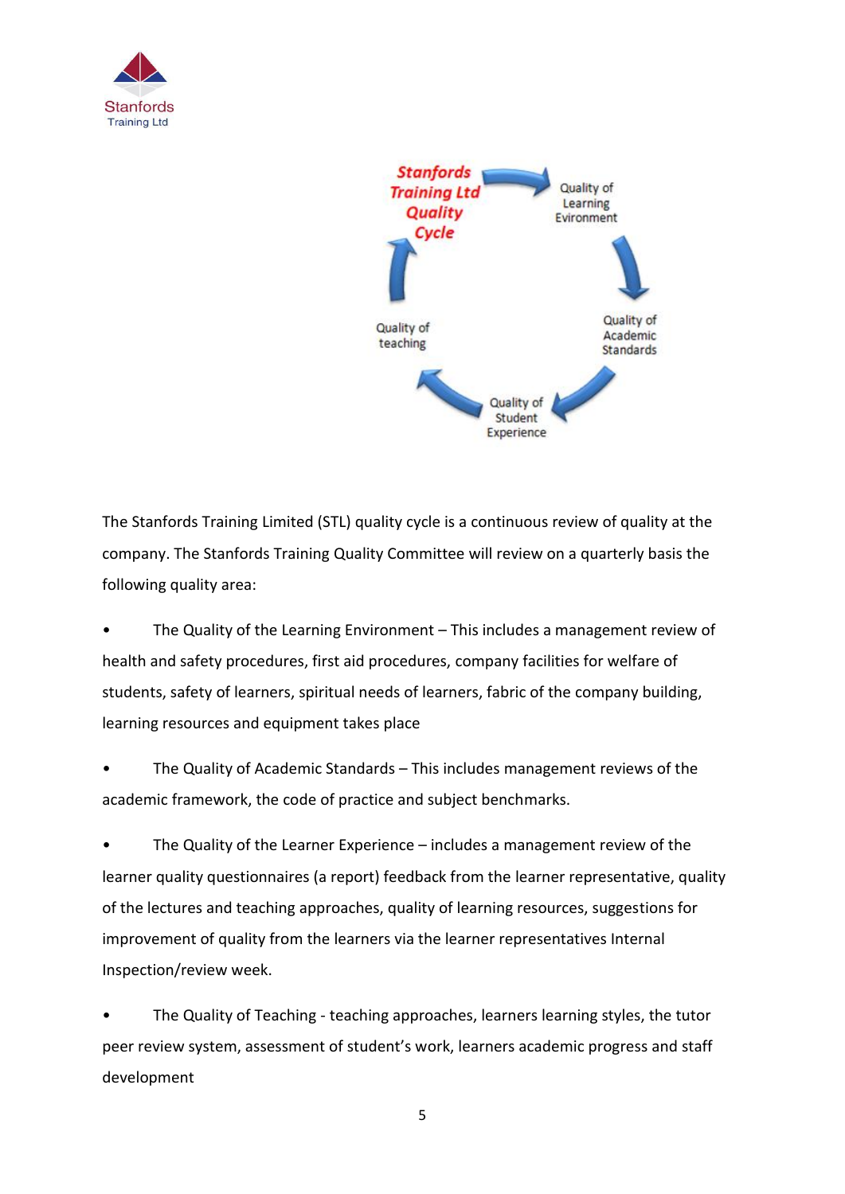**Stanfords Training Ltd Quality Cycle**

Quality of Learning Evironment → Quality of Academic Standards → Quality of Student Experience → Quality of teaching

The Stanfords Training Limited (STL) quality cycle is a continuous review of quality at the company. The Stanfords Training Quality Committee will review on a quarterly basis the following quality area:

- The Quality of the Learning Environment – This includes a management review of health and safety procedures, first aid procedures, company facilities for welfare of students, safety of learners, spiritual needs of learners, fabric of the company building, learning resources and equipment takes place

- The Quality of Academic Standards – This includes management reviews of the academic framework, the code of practice and subject benchmarks.

- The Quality of the Learner Experience – includes a management review of the learner quality questionnaires (a report) feedback from the learner representative, quality of the lectures and teaching approaches, quality of learning resources, suggestions for improvement of quality from the learners via the learner representatives Internal Inspection/review week.

- The Quality of Teaching - teaching approaches, learners learning styles, the tutor peer review system, assessment of student's work, learners academic progress and staff development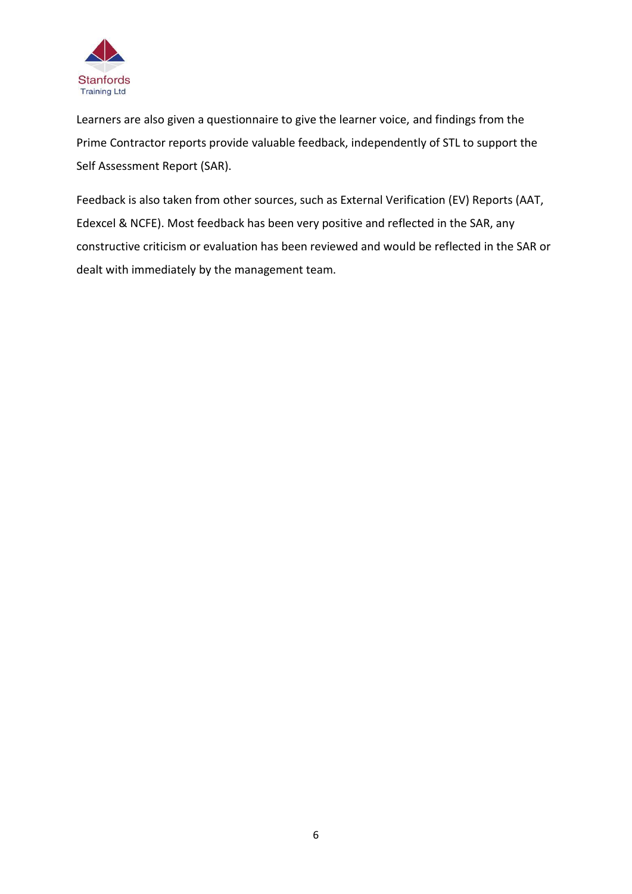Learners are also given a questionnaire to give the learner voice, and findings from the Prime Contractor reports provide valuable feedback, independently of STL to support the Self Assessment Report (SAR).

Feedback is also taken from other sources, such as External Verification (EV) Reports (AAT, Edexcel & NCFE). Most feedback has been very positive and reflected in the SAR, any constructive criticism or evaluation has been reviewed and would be reflected in the SAR or dealt with immediately by the management team.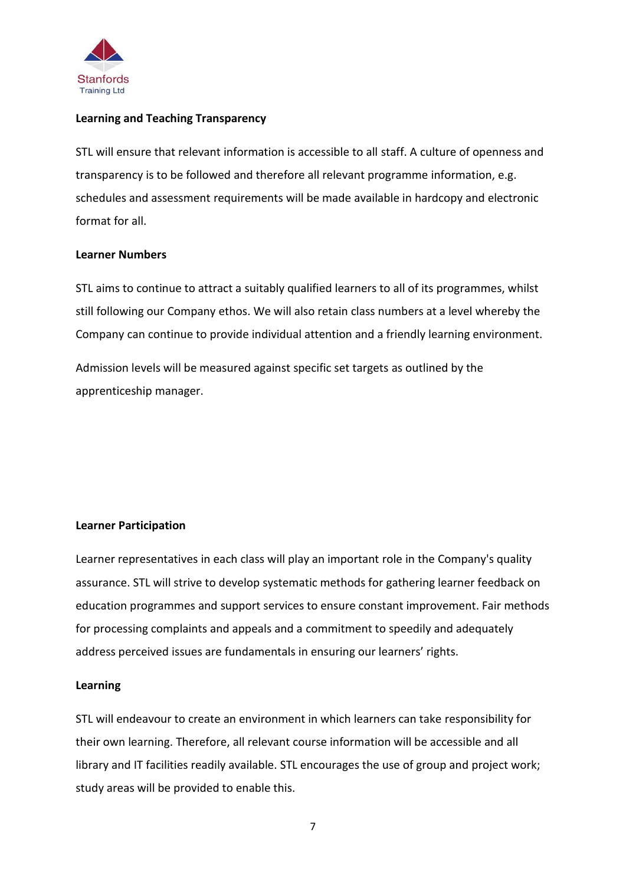**Learning and Teaching Transparency**

STL will ensure that relevant information is accessible to all staff. A culture of openness and transparency is to be followed and therefore all relevant programme information, e.g. schedules and assessment requirements will be made available in hardcopy and electronic format for all.

**Learner Numbers**

STL aims to continue to attract a suitably qualified learners to all of its programmes, whilst still following our Company ethos. We will also retain class numbers at a level whereby the Company can continue to provide individual attention and a friendly learning environment.

Admission levels will be measured against specific set targets as outlined by the apprenticeship manager.

**Learner Participation**

Learner representatives in each class will play an important role in the Company's quality assurance. STL will strive to develop systematic methods for gathering learner feedback on education programmes and support services to ensure constant improvement. Fair methods for processing complaints and appeals and a commitment to speedily and adequately address perceived issues are fundamentals in ensuring our learners' rights.

**Learning**

STL will endeavour to create an environment in which learners can take responsibility for their own learning. Therefore, all relevant course information will be accessible and all library and IT facilities readily available. STL encourages the use of group and project work; study areas will be provided to enable this.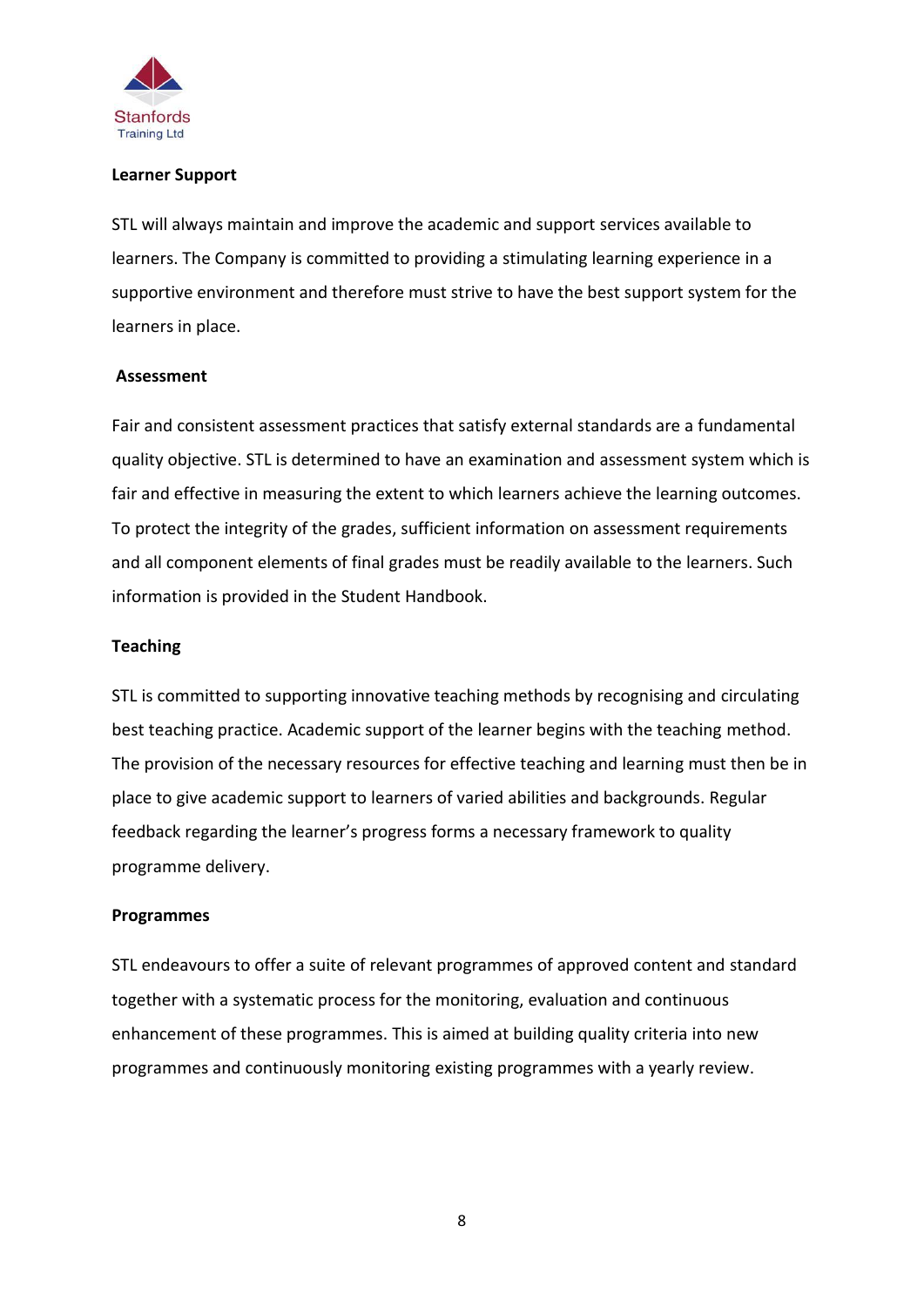**Learner Support**

STL will always maintain and improve the academic and support services available to learners. The Company is committed to providing a stimulating learning experience in a supportive environment and therefore must strive to have the best support system for the learners in place.

**Assessment**

Fair and consistent assessment practices that satisfy external standards are a fundamental quality objective. STL is determined to have an examination and assessment system which is fair and effective in measuring the extent to which learners achieve the learning outcomes. To protect the integrity of the grades, sufficient information on assessment requirements and all component elements of final grades must be readily available to the learners. Such information is provided in the Student Handbook.

**Teaching**

STL is committed to supporting innovative teaching methods by recognising and circulating best teaching practice. Academic support of the learner begins with the teaching method. The provision of the necessary resources for effective teaching and learning must then be in place to give academic support to learners of varied abilities and backgrounds. Regular feedback regarding the learner's progress forms a necessary framework to quality programme delivery.

**Programmes**

STL endeavours to offer a suite of relevant programmes of approved content and standard together with a systematic process for the monitoring, evaluation and continuous enhancement of these programmes. This is aimed at building quality criteria into new programmes and continuously monitoring existing programmes with a yearly review.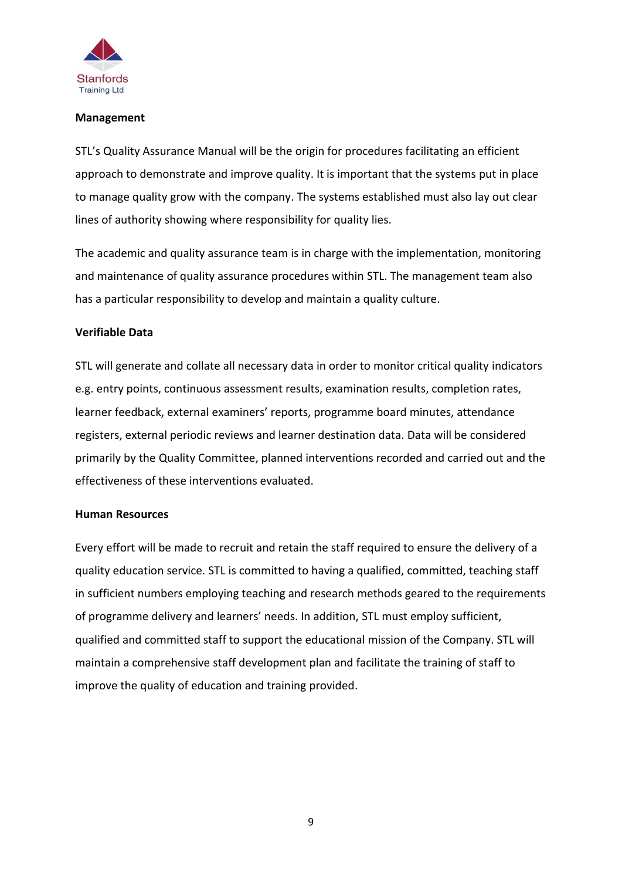**Management**

STL's Quality Assurance Manual will be the origin for procedures facilitating an efficient approach to demonstrate and improve quality. It is important that the systems put in place to manage quality grow with the company. The systems established must also lay out clear lines of authority showing where responsibility for quality lies.

The academic and quality assurance team is in charge with the implementation, monitoring and maintenance of quality assurance procedures within STL. The management team also has a particular responsibility to develop and maintain a quality culture.

**Verifiable Data**

STL will generate and collate all necessary data in order to monitor critical quality indicators e.g. entry points, continuous assessment results, examination results, completion rates, learner feedback, external examiners' reports, programme board minutes, attendance registers, external periodic reviews and learner destination data. Data will be considered primarily by the Quality Committee, planned interventions recorded and carried out and the effectiveness of these interventions evaluated.

**Human Resources**

Every effort will be made to recruit and retain the staff required to ensure the delivery of a quality education service. STL is committed to having a qualified, committed, teaching staff in sufficient numbers employing teaching and research methods geared to the requirements of programme delivery and learners' needs. In addition, STL must employ sufficient, qualified and committed staff to support the educational mission of the Company. STL will maintain a comprehensive staff development plan and facilitate the training of staff to improve the quality of education and training provided.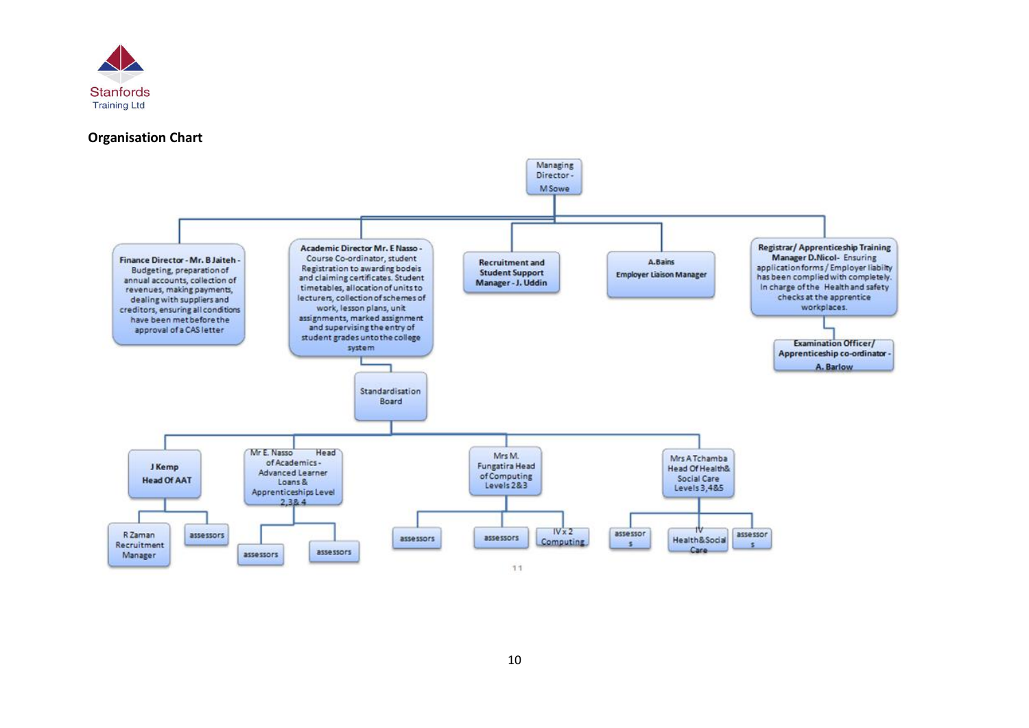## Organisation Chart

- **Managing Director - M Sowe**
  - **Finance Director - Mr. B Jaiteh -** Budgeting, preparation of annual accounts, collection of revenues, making payments, dealing with suppliers and creditors, ensuring all conditions have been met before the approval of a CAS letter
  - **Academic Director Mr. E Nasso -** Course Co-ordinator, student Registration to awarding bodeis and claiming certificates. Student timetables, allocation of units to lecturers, collection of schemes of work, lesson plans, unit assignments, marked assignment and supervising the entry of student grades unto the college system
    - Standardisation Board
      - **J Kemp Head Of AAT**
        - R Zaman Recruitment Manager
        - assessors
      - Mr E. Nasso Head of Academics - Advanced Learner Loans & Apprenticeships Level 2,3& 4
        - assessors
        - assessors
      - Mrs M. Fungatira Head of Computing Levels 2&3
        - assessors
        - assessors
        - IV x 2 Computing
      - Mrs A Tchamba Head Of Health& Social Care Levels 3,4&5
        - assessors
        - IV Health&Social Care
        - assessors
  - **Recruitment and Student Support Manager - J. Uddin**
  - **A.Bains Employer Liaison Manager**
  - **Registrar/ Apprenticeship Training Manager D.Nicol-** Ensuring application forms / Employer liabilty has been complied with completely. In charge of the Health and safety checks at the apprentice workplaces.
    - **Examination Officer/ Apprenticeship co-ordinator - A. Barlow**

11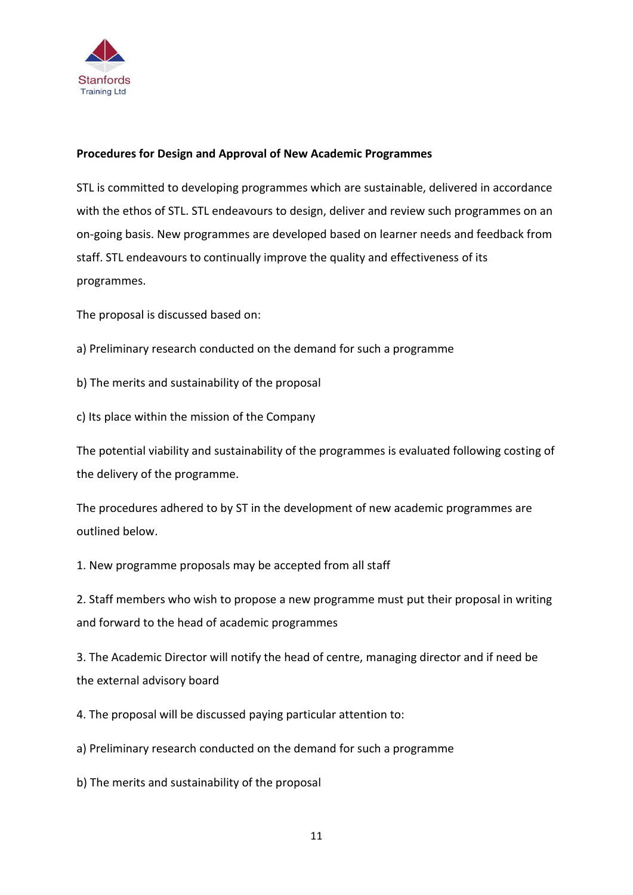**Procedures for Design and Approval of New Academic Programmes**

STL is committed to developing programmes which are sustainable, delivered in accordance with the ethos of STL. STL endeavours to design, deliver and review such programmes on an on-going basis. New programmes are developed based on learner needs and feedback from staff. STL endeavours to continually improve the quality and effectiveness of its programmes.

The proposal is discussed based on:

a) Preliminary research conducted on the demand for such a programme

b) The merits and sustainability of the proposal

c) Its place within the mission of the Company

The potential viability and sustainability of the programmes is evaluated following costing of the delivery of the programme.

The procedures adhered to by ST in the development of new academic programmes are outlined below.

1. New programme proposals may be accepted from all staff

2. Staff members who wish to propose a new programme must put their proposal in writing and forward to the head of academic programmes

3. The Academic Director will notify the head of centre, managing director and if need be the external advisory board

4. The proposal will be discussed paying particular attention to:

a) Preliminary research conducted on the demand for such a programme

b) The merits and sustainability of the proposal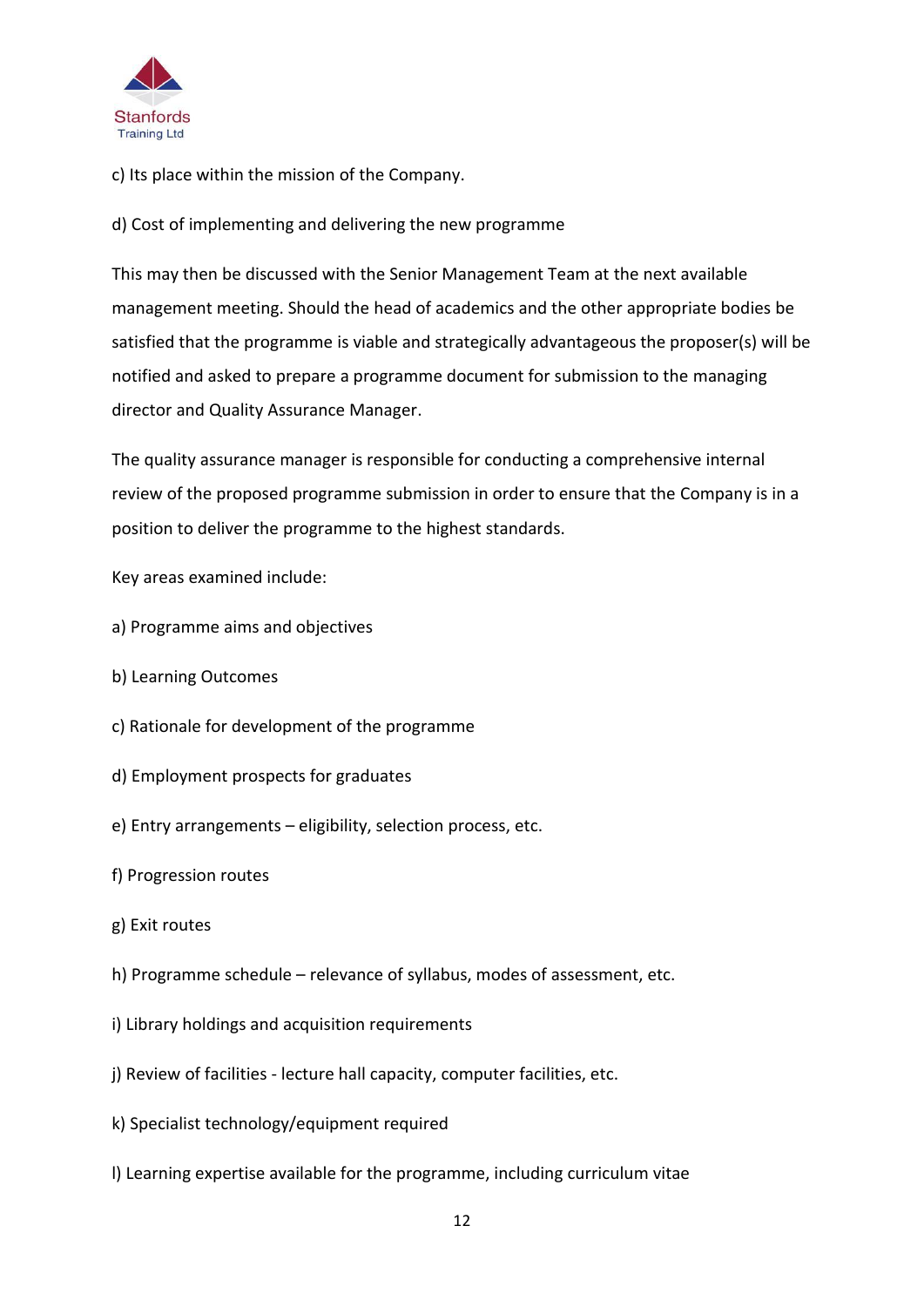c) Its place within the mission of the Company.

d) Cost of implementing and delivering the new programme

This may then be discussed with the Senior Management Team at the next available management meeting. Should the head of academics and the other appropriate bodies be satisfied that the programme is viable and strategically advantageous the proposer(s) will be notified and asked to prepare a programme document for submission to the managing director and Quality Assurance Manager.

The quality assurance manager is responsible for conducting a comprehensive internal review of the proposed programme submission in order to ensure that the Company is in a position to deliver the programme to the highest standards.

Key areas examined include:

a) Programme aims and objectives

b) Learning Outcomes

c) Rationale for development of the programme

d) Employment prospects for graduates

e) Entry arrangements – eligibility, selection process, etc.

f) Progression routes

g) Exit routes

h) Programme schedule – relevance of syllabus, modes of assessment, etc.

i) Library holdings and acquisition requirements

j) Review of facilities - lecture hall capacity, computer facilities, etc.

k) Specialist technology/equipment required

l) Learning expertise available for the programme, including curriculum vitae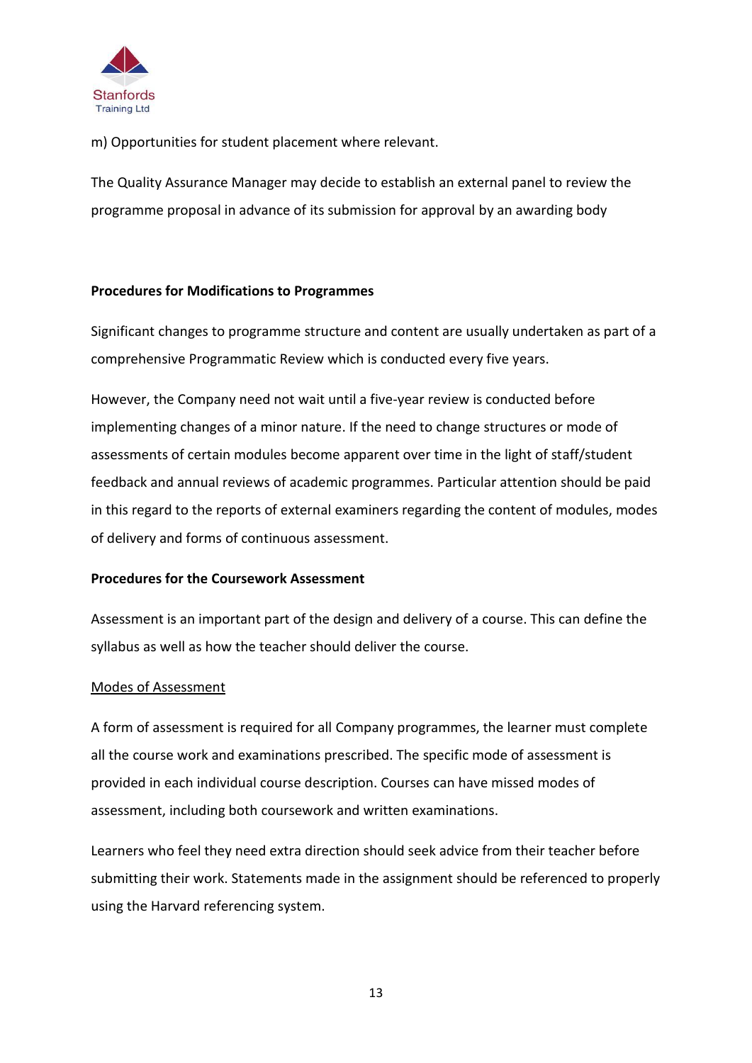m) Opportunities for student placement where relevant.

The Quality Assurance Manager may decide to establish an external panel to review the programme proposal in advance of its submission for approval by an awarding body

**Procedures for Modifications to Programmes**

Significant changes to programme structure and content are usually undertaken as part of a comprehensive Programmatic Review which is conducted every five years.

However, the Company need not wait until a five-year review is conducted before implementing changes of a minor nature. If the need to change structures or mode of assessments of certain modules become apparent over time in the light of staff/student feedback and annual reviews of academic programmes. Particular attention should be paid in this regard to the reports of external examiners regarding the content of modules, modes of delivery and forms of continuous assessment.

**Procedures for the Coursework Assessment**

Assessment is an important part of the design and delivery of a course. This can define the syllabus as well as how the teacher should deliver the course.

<u>Modes of Assessment</u>

A form of assessment is required for all Company programmes, the learner must complete all the course work and examinations prescribed. The specific mode of assessment is provided in each individual course description. Courses can have missed modes of assessment, including both coursework and written examinations.

Learners who feel they need extra direction should seek advice from their teacher before submitting their work. Statements made in the assignment should be referenced to properly using the Harvard referencing system.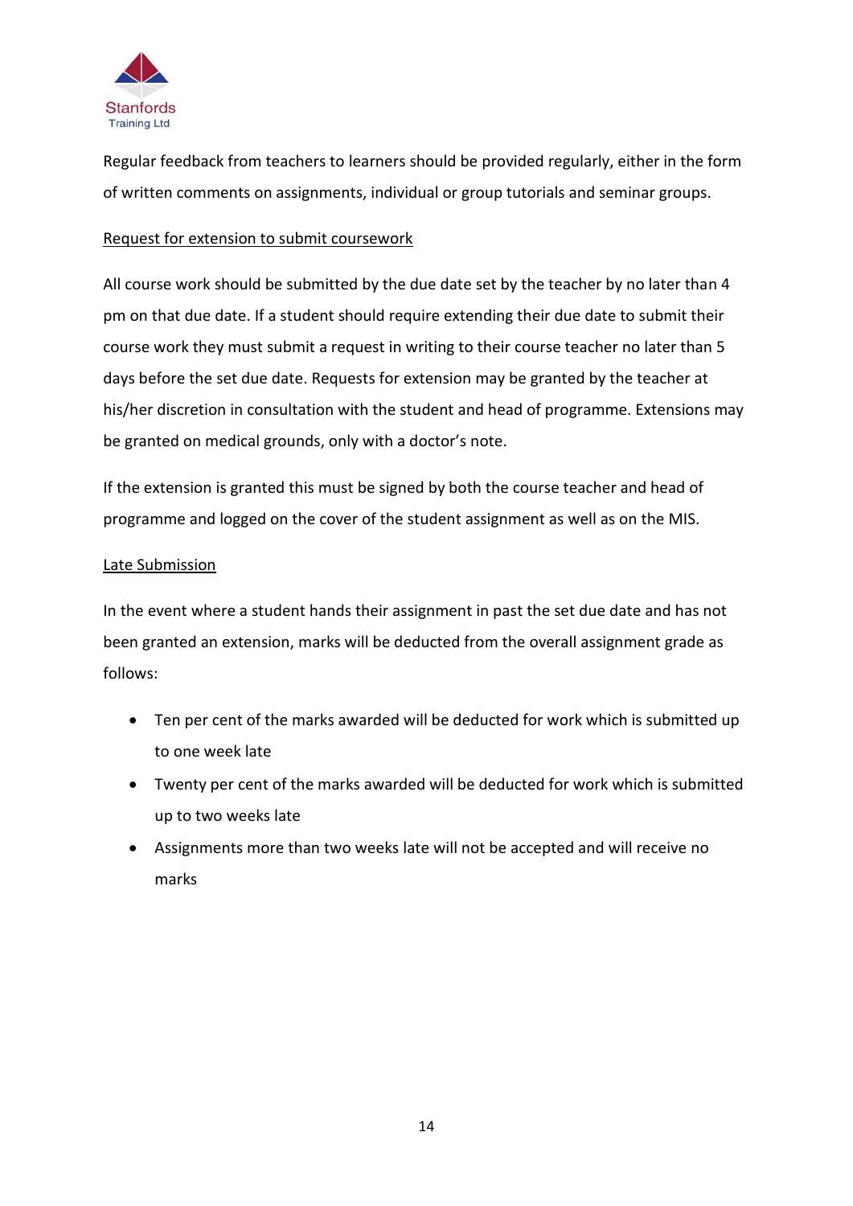Regular feedback from teachers to learners should be provided regularly, either in the form of written comments on assignments, individual or group tutorials and seminar groups.

<u>Request for extension to submit coursework</u>

All course work should be submitted by the due date set by the teacher by no later than 4 pm on that due date. If a student should require extending their due date to submit their course work they must submit a request in writing to their course teacher no later than 5 days before the set due date. Requests for extension may be granted by the teacher at his/her discretion in consultation with the student and head of programme. Extensions may be granted on medical grounds, only with a doctor's note.

If the extension is granted this must be signed by both the course teacher and head of programme and logged on the cover of the student assignment as well as on the MIS.

<u>Late Submission</u>

In the event where a student hands their assignment in past the set due date and has not been granted an extension, marks will be deducted from the overall assignment grade as follows:

- Ten per cent of the marks awarded will be deducted for work which is submitted up to one week late
- Twenty per cent of the marks awarded will be deducted for work which is submitted up to two weeks late
- Assignments more than two weeks late will not be accepted and will receive no marks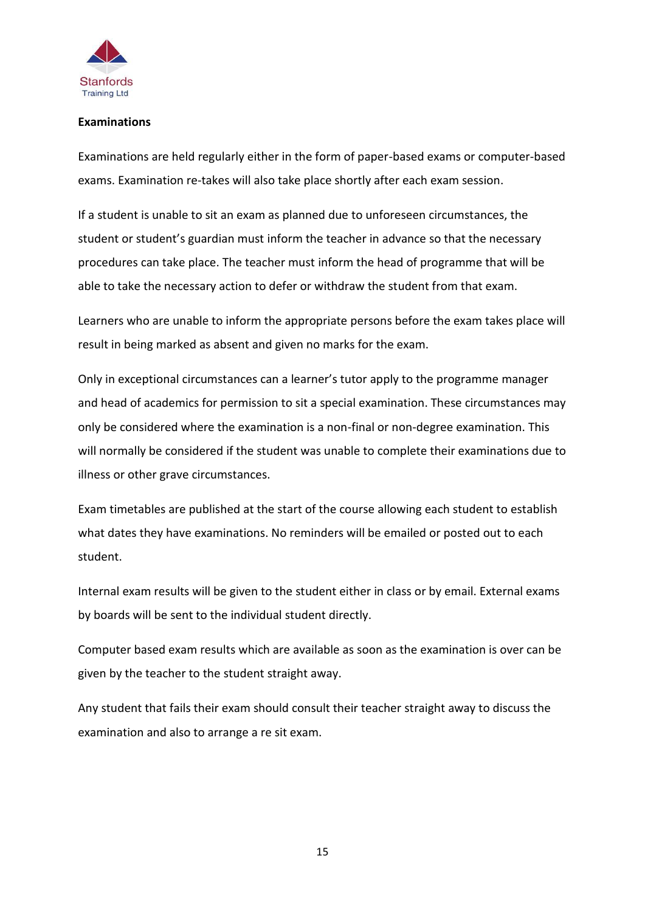**Examinations**

Examinations are held regularly either in the form of paper-based exams or computer-based exams. Examination re-takes will also take place shortly after each exam session.

If a student is unable to sit an exam as planned due to unforeseen circumstances, the student or student's guardian must inform the teacher in advance so that the necessary procedures can take place. The teacher must inform the head of programme that will be able to take the necessary action to defer or withdraw the student from that exam.

Learners who are unable to inform the appropriate persons before the exam takes place will result in being marked as absent and given no marks for the exam.

Only in exceptional circumstances can a learner's tutor apply to the programme manager and head of academics for permission to sit a special examination. These circumstances may only be considered where the examination is a non-final or non-degree examination. This will normally be considered if the student was unable to complete their examinations due to illness or other grave circumstances.

Exam timetables are published at the start of the course allowing each student to establish what dates they have examinations. No reminders will be emailed or posted out to each student.

Internal exam results will be given to the student either in class or by email. External exams by boards will be sent to the individual student directly.

Computer based exam results which are available as soon as the examination is over can be given by the teacher to the student straight away.

Any student that fails their exam should consult their teacher straight away to discuss the examination and also to arrange a re sit exam.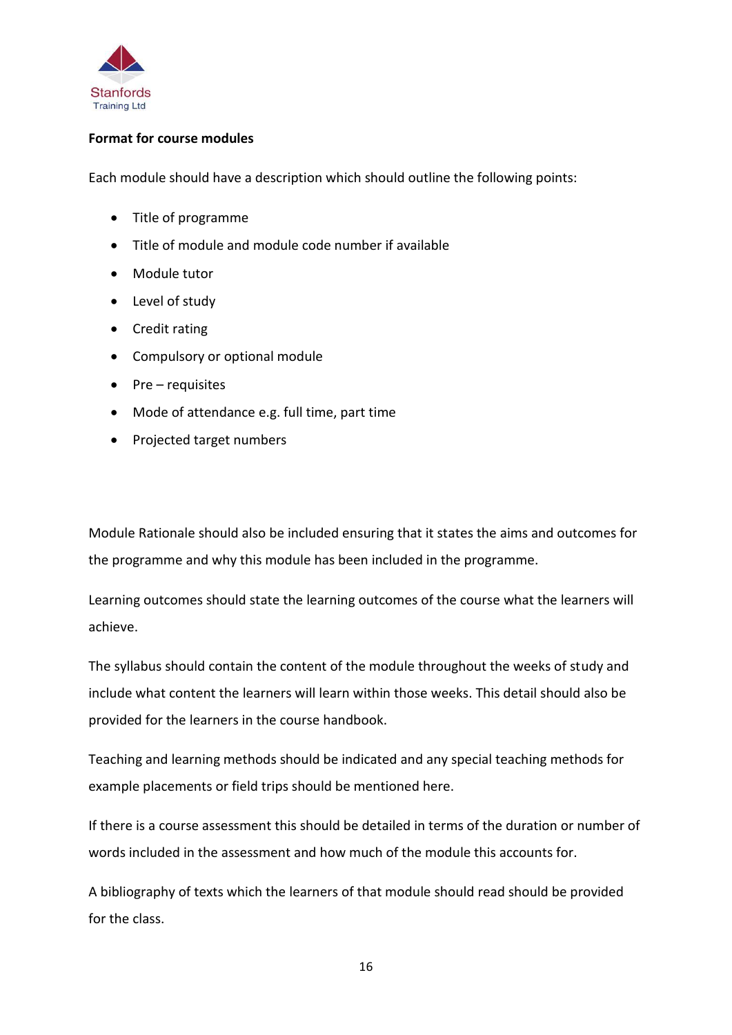**Format for course modules**

Each module should have a description which should outline the following points:

- Title of programme
- Title of module and module code number if available
- Module tutor
- Level of study
- Credit rating
- Compulsory or optional module
- Pre – requisites
- Mode of attendance e.g. full time, part time
- Projected target numbers

Module Rationale should also be included ensuring that it states the aims and outcomes for the programme and why this module has been included in the programme.

Learning outcomes should state the learning outcomes of the course what the learners will achieve.

The syllabus should contain the content of the module throughout the weeks of study and include what content the learners will learn within those weeks. This detail should also be provided for the learners in the course handbook.

Teaching and learning methods should be indicated and any special teaching methods for example placements or field trips should be mentioned here.

If there is a course assessment this should be detailed in terms of the duration or number of words included in the assessment and how much of the module this accounts for.

A bibliography of texts which the learners of that module should read should be provided for the class.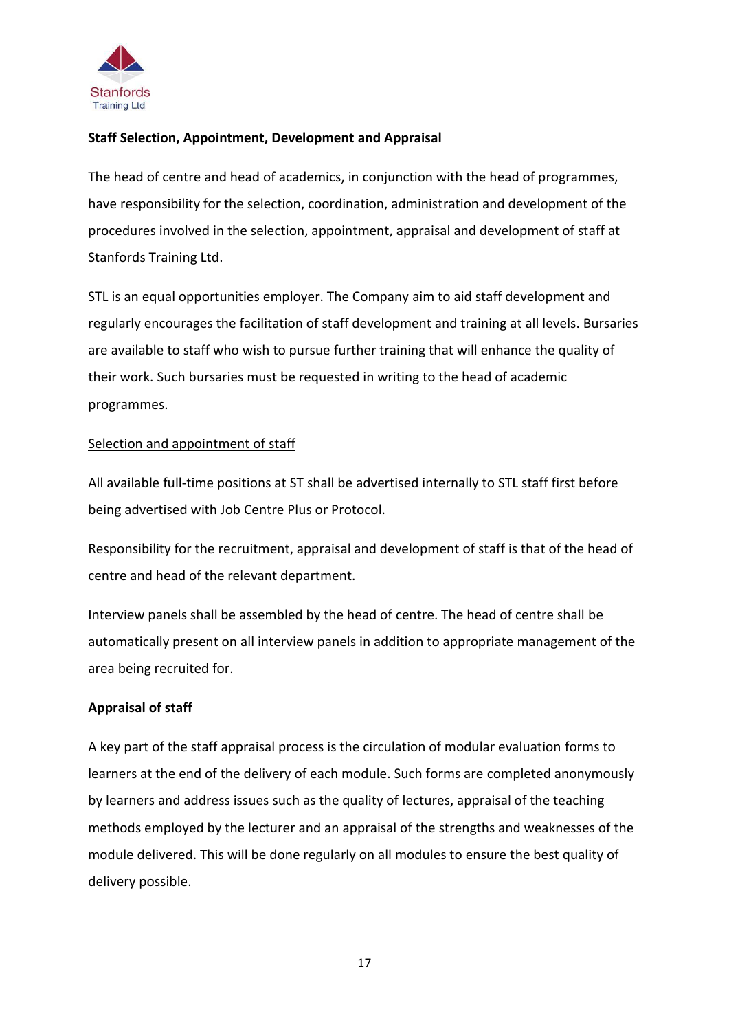**Staff Selection, Appointment, Development and Appraisal**

The head of centre and head of academics, in conjunction with the head of programmes, have responsibility for the selection, coordination, administration and development of the procedures involved in the selection, appointment, appraisal and development of staff at Stanfords Training Ltd.

STL is an equal opportunities employer. The Company aim to aid staff development and regularly encourages the facilitation of staff development and training at all levels. Bursaries are available to staff who wish to pursue further training that will enhance the quality of their work. Such bursaries must be requested in writing to the head of academic programmes.

<u>Selection and appointment of staff</u>

All available full-time positions at ST shall be advertised internally to STL staff first before being advertised with Job Centre Plus or Protocol.

Responsibility for the recruitment, appraisal and development of staff is that of the head of centre and head of the relevant department.

Interview panels shall be assembled by the head of centre. The head of centre shall be automatically present on all interview panels in addition to appropriate management of the area being recruited for.

**Appraisal of staff**

A key part of the staff appraisal process is the circulation of modular evaluation forms to learners at the end of the delivery of each module. Such forms are completed anonymously by learners and address issues such as the quality of lectures, appraisal of the teaching methods employed by the lecturer and an appraisal of the strengths and weaknesses of the module delivered. This will be done regularly on all modules to ensure the best quality of delivery possible.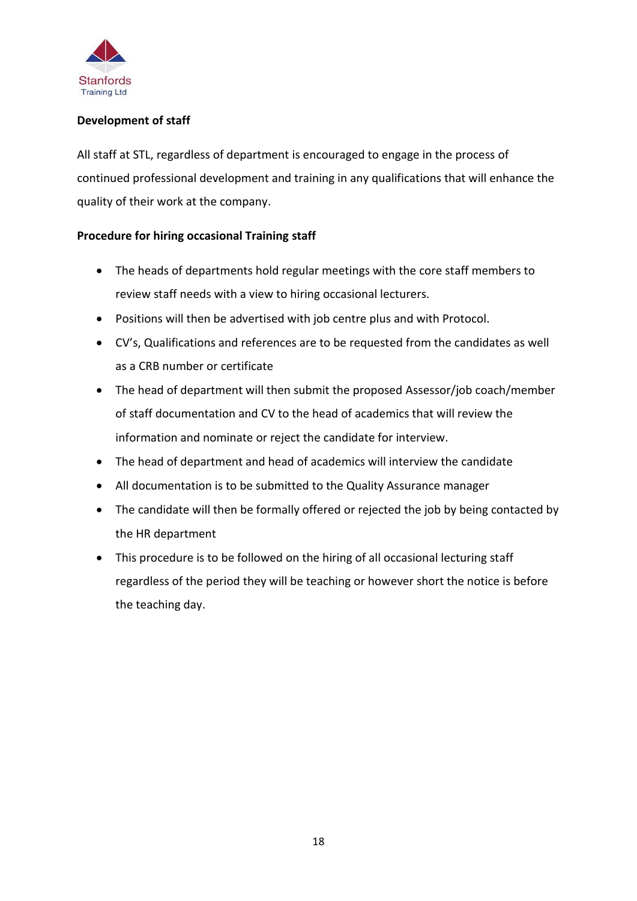**Development of staff**

All staff at STL, regardless of department is encouraged to engage in the process of continued professional development and training in any qualifications that will enhance the quality of their work at the company.

**Procedure for hiring occasional Training staff**

- The heads of departments hold regular meetings with the core staff members to review staff needs with a view to hiring occasional lecturers.
- Positions will then be advertised with job centre plus and with Protocol.
- CV's, Qualifications and references are to be requested from the candidates as well as a CRB number or certificate
- The head of department will then submit the proposed Assessor/job coach/member of staff documentation and CV to the head of academics that will review the information and nominate or reject the candidate for interview.
- The head of department and head of academics will interview the candidate
- All documentation is to be submitted to the Quality Assurance manager
- The candidate will then be formally offered or rejected the job by being contacted by the HR department
- This procedure is to be followed on the hiring of all occasional lecturing staff regardless of the period they will be teaching or however short the notice is before the teaching day.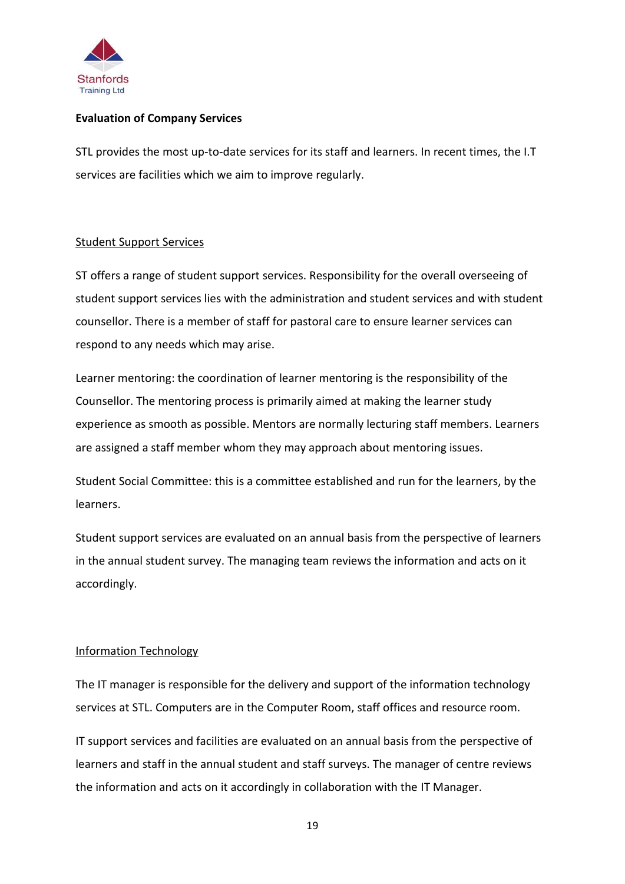**Evaluation of Company Services**

STL provides the most up-to-date services for its staff and learners. In recent times, the I.T services are facilities which we aim to improve regularly.

<u>Student Support Services</u>

ST offers a range of student support services. Responsibility for the overall overseeing of student support services lies with the administration and student services and with student counsellor. There is a member of staff for pastoral care to ensure learner services can respond to any needs which may arise.

Learner mentoring: the coordination of learner mentoring is the responsibility of the Counsellor. The mentoring process is primarily aimed at making the learner study experience as smooth as possible. Mentors are normally lecturing staff members. Learners are assigned a staff member whom they may approach about mentoring issues.

Student Social Committee: this is a committee established and run for the learners, by the learners.

Student support services are evaluated on an annual basis from the perspective of learners in the annual student survey. The managing team reviews the information and acts on it accordingly.

<u>Information Technology</u>

The IT manager is responsible for the delivery and support of the information technology services at STL. Computers are in the Computer Room, staff offices and resource room.

IT support services and facilities are evaluated on an annual basis from the perspective of learners and staff in the annual student and staff surveys. The manager of centre reviews the information and acts on it accordingly in collaboration with the IT Manager.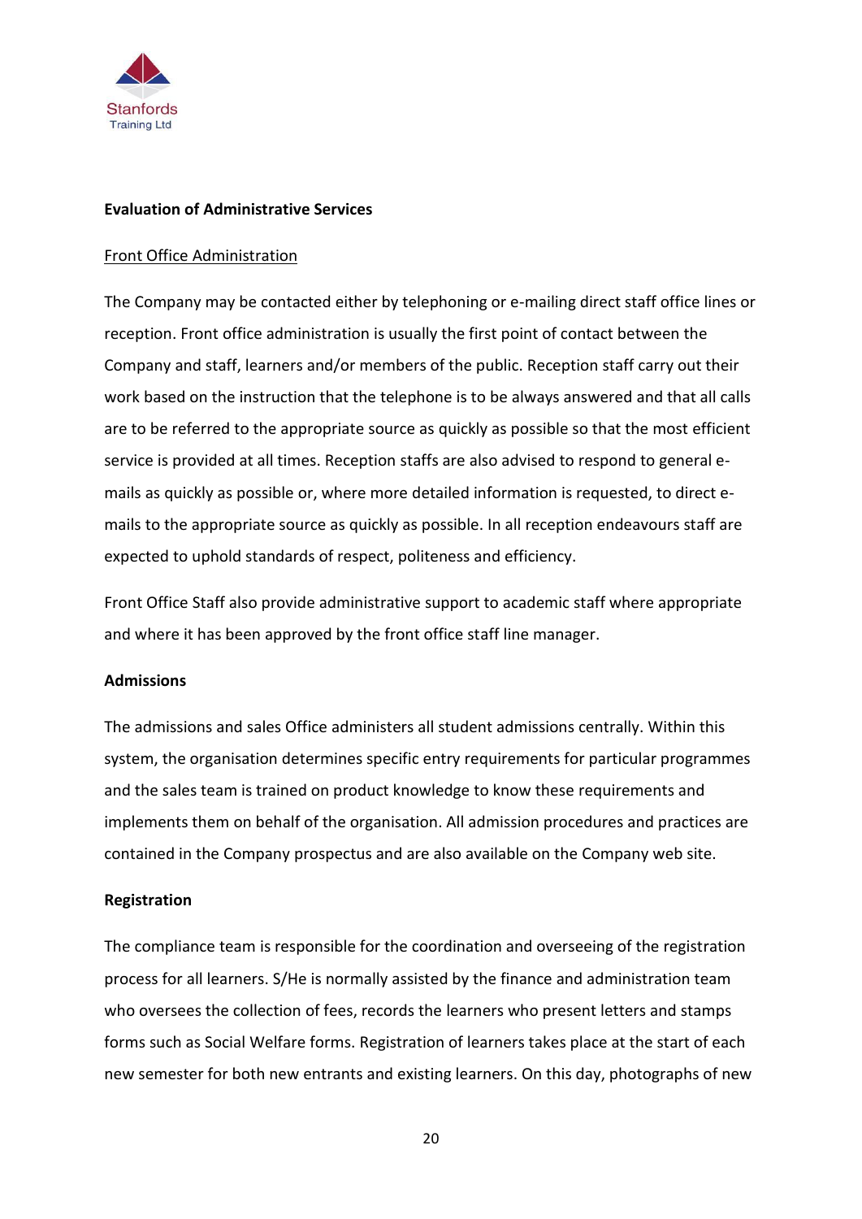**Evaluation of Administrative Services**

Front Office Administration

The Company may be contacted either by telephoning or e-mailing direct staff office lines or reception. Front office administration is usually the first point of contact between the Company and staff, learners and/or members of the public. Reception staff carry out their work based on the instruction that the telephone is to be always answered and that all calls are to be referred to the appropriate source as quickly as possible so that the most efficient service is provided at all times. Reception staffs are also advised to respond to general e-mails as quickly as possible or, where more detailed information is requested, to direct e-mails to the appropriate source as quickly as possible. In all reception endeavours staff are expected to uphold standards of respect, politeness and efficiency.

Front Office Staff also provide administrative support to academic staff where appropriate and where it has been approved by the front office staff line manager.

**Admissions**

The admissions and sales Office administers all student admissions centrally. Within this system, the organisation determines specific entry requirements for particular programmes and the sales team is trained on product knowledge to know these requirements and implements them on behalf of the organisation. All admission procedures and practices are contained in the Company prospectus and are also available on the Company web site.

**Registration**

The compliance team is responsible for the coordination and overseeing of the registration process for all learners. S/He is normally assisted by the finance and administration team who oversees the collection of fees, records the learners who present letters and stamps forms such as Social Welfare forms. Registration of learners takes place at the start of each new semester for both new entrants and existing learners. On this day, photographs of new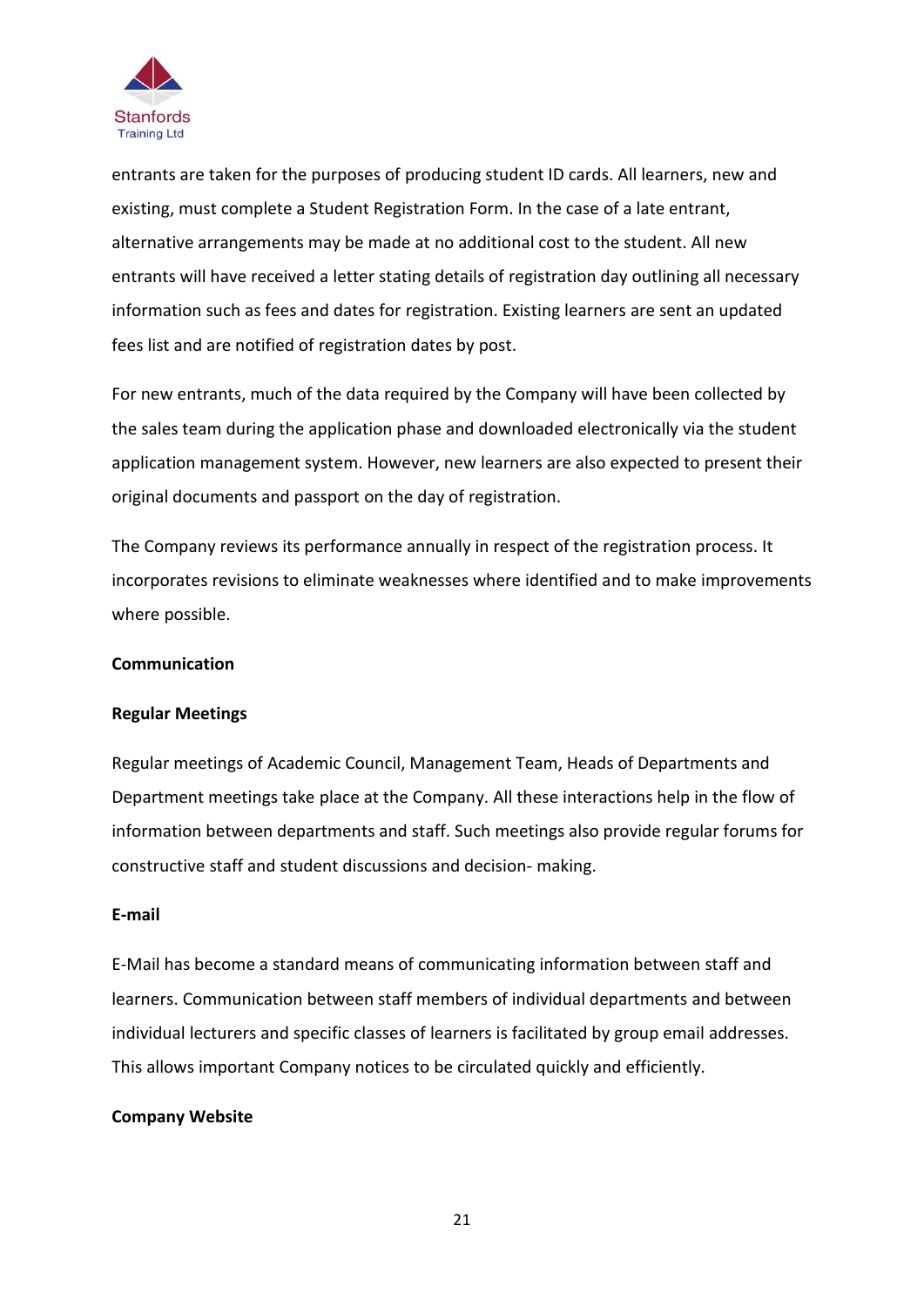entrants are taken for the purposes of producing student ID cards. All learners, new and existing, must complete a Student Registration Form. In the case of a late entrant, alternative arrangements may be made at no additional cost to the student. All new entrants will have received a letter stating details of registration day outlining all necessary information such as fees and dates for registration. Existing learners are sent an updated fees list and are notified of registration dates by post.

For new entrants, much of the data required by the Company will have been collected by the sales team during the application phase and downloaded electronically via the student application management system. However, new learners are also expected to present their original documents and passport on the day of registration.

The Company reviews its performance annually in respect of the registration process. It incorporates revisions to eliminate weaknesses where identified and to make improvements where possible.

**Communication**

**Regular Meetings**

Regular meetings of Academic Council, Management Team, Heads of Departments and Department meetings take place at the Company. All these interactions help in the flow of information between departments and staff. Such meetings also provide regular forums for constructive staff and student discussions and decision- making.

**E-mail**

E-Mail has become a standard means of communicating information between staff and learners. Communication between staff members of individual departments and between individual lecturers and specific classes of learners is facilitated by group email addresses. This allows important Company notices to be circulated quickly and efficiently.

**Company Website**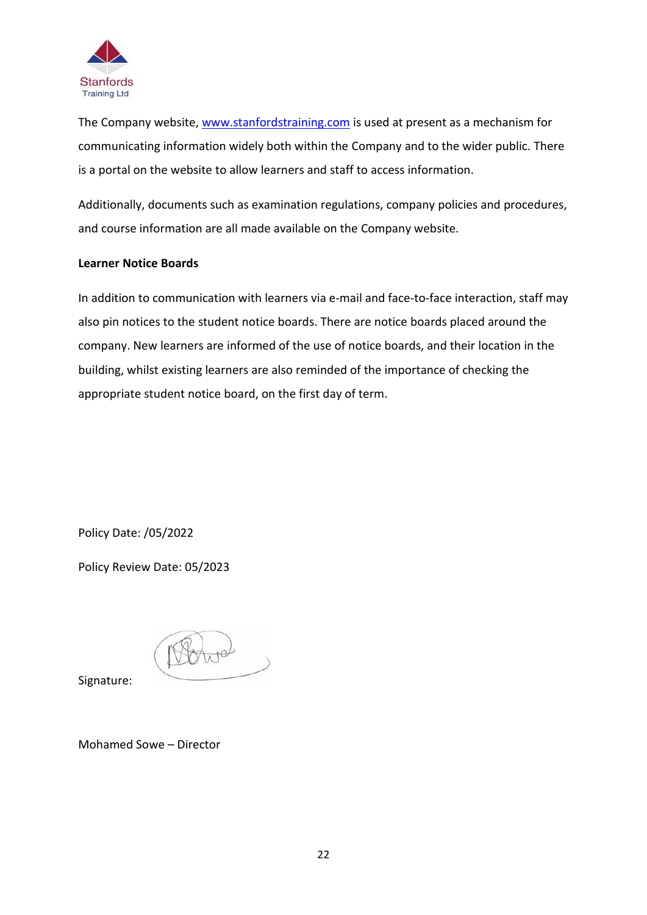The Company website, www.stanfordstraining.com is used at present as a mechanism for communicating information widely both within the Company and to the wider public. There is a portal on the website to allow learners and staff to access information.

Additionally, documents such as examination regulations, company policies and procedures, and course information are all made available on the Company website.

**Learner Notice Boards**

In addition to communication with learners via e-mail and face-to-face interaction, staff may also pin notices to the student notice boards. There are notice boards placed around the company. New learners are informed of the use of notice boards, and their location in the building, whilst existing learners are also reminded of the importance of checking the appropriate student notice board, on the first day of term.

Policy Date: /05/2022

Policy Review Date: 05/2023

Signature:

Mohamed Sowe – Director